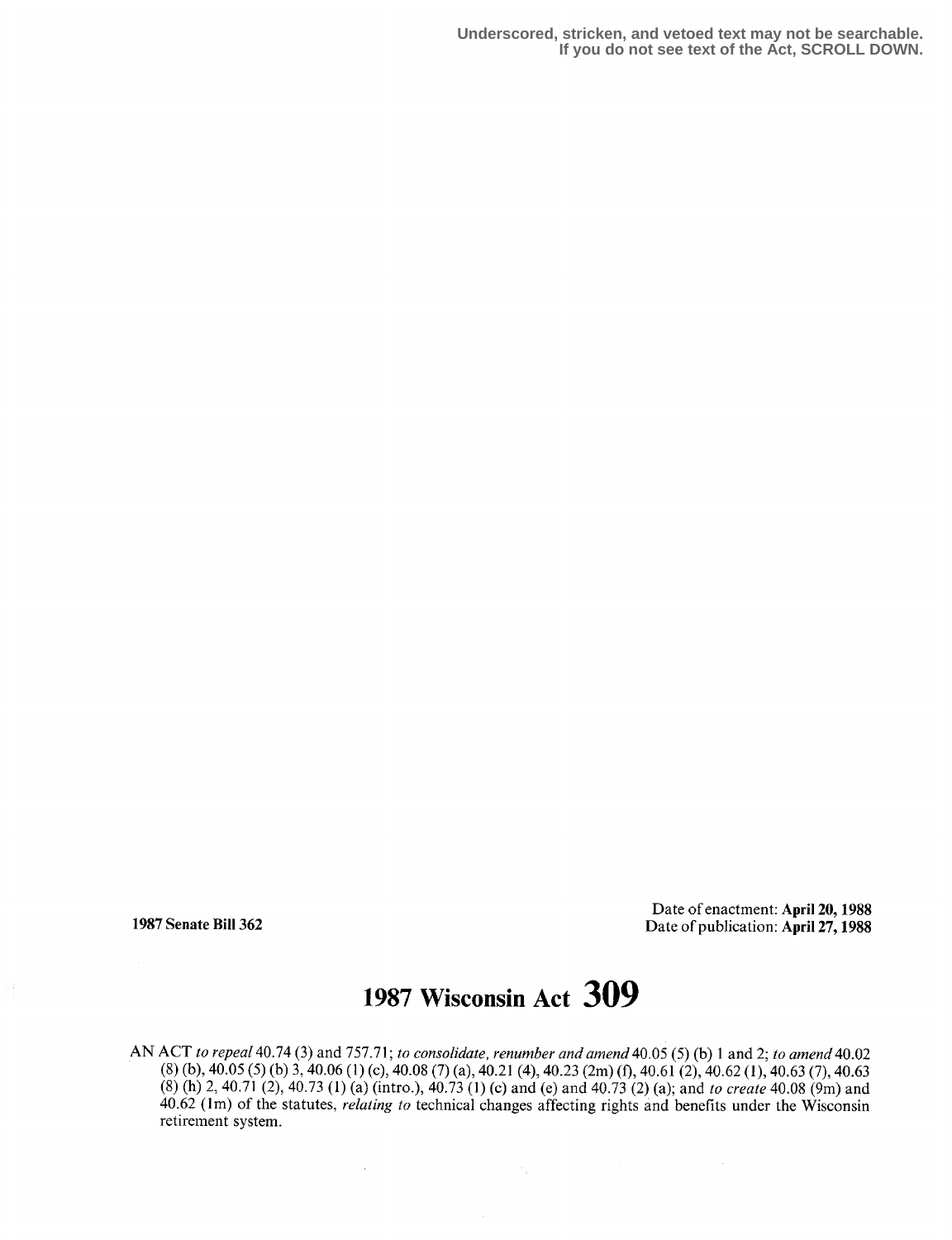Underscored, stricken, and vetoed text may not be searchable.
If you do not see text of the Act, SCROLL DOWN.

**1987 Senate Bill 362**

Date of enactment: **April 20, 1988**
Date of publication: **April 27, 1988**

# 1987 Wisconsin Act 309

AN ACT *to repeal* 40.74 (3) and 757.71; *to consolidate, renumber and amend* 40.05 (5) (b) 1 and 2; *to amend* 40.02 (8) (b), 40.05 (5) (b) 3, 40.06 (1) (c), 40.08 (7) (a), 40.21 (4), 40.23 (2m) (f), 40.61 (2), 40.62 (1), 40.63 (7), 40.63 (8) (h) 2, 40.71 (2), 40.73 (1) (a) (intro.), 40.73 (1) (c) and (e) and 40.73 (2) (a); and *to create* 40.08 (9m) and 40.62 (1m) of the statutes, *relating to* technical changes affecting rights and benefits under the Wisconsin retirement system.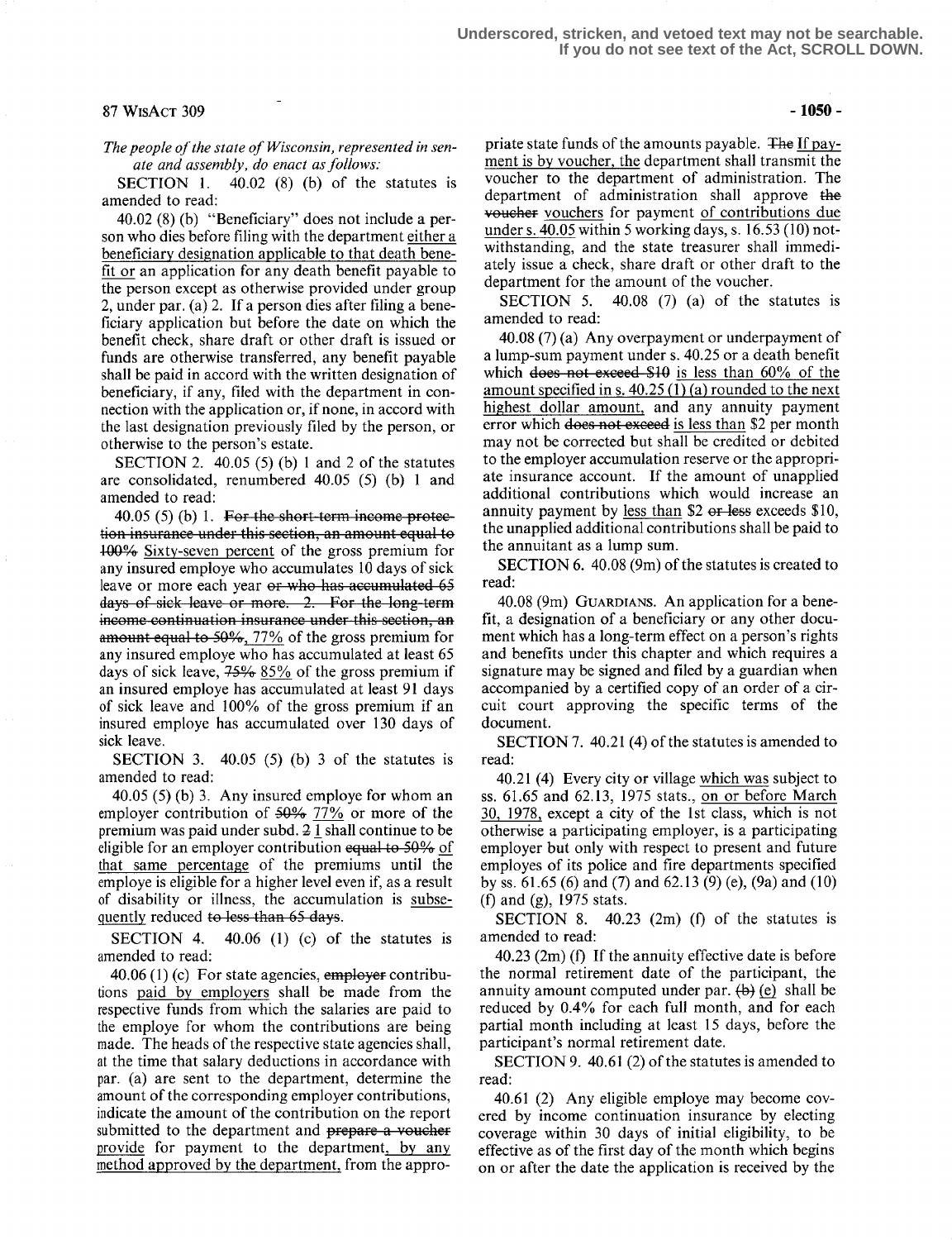Underscored, stricken, and vetoed text may not be searchable. If you do not see text of the Act, SCROLL DOWN.

*The people of the state of Wisconsin, represented in senate and assembly, do enact as follows:*

SECTION 1. 40.02 (8) (b) of the statutes is amended to read:

40.02 (8) (b) "Beneficiary" does not include a person who dies before filing with the department either a beneficiary designation applicable to that death benefit or an application for any death benefit payable to the person except as otherwise provided under group 2, under par. (a) 2. If a person dies after filing a beneficiary application but before the date on which the benefit check, share draft or other draft is issued or funds are otherwise transferred, any benefit payable shall be paid in accord with the written designation of beneficiary, if any, filed with the department in connection with the application or, if none, in accord with the last designation previously filed by the person, or otherwise to the person's estate.

SECTION 2. 40.05 (5) (b) 1 and 2 of the statutes are consolidated, renumbered 40.05 (5) (b) 1 and amended to read:

40.05 (5) (b) 1. ~~For the short-term income protection insurance under this section, an amount equal to 100%~~ Sixty-seven percent of the gross premium for any insured employe who accumulates 10 days of sick leave or more each year ~~or who has accumulated 65 days of sick leave or more. 2. For the long-term income continuation insurance under this section, an amount equal to 50%,~~ 77% of the gross premium for any insured employe who has accumulated at least 65 days of sick leave, ~~75%~~ 85% of the gross premium if an insured employe has accumulated at least 91 days of sick leave and 100% of the gross premium if an insured employe has accumulated over 130 days of sick leave.

SECTION 3. 40.05 (5) (b) 3 of the statutes is amended to read:

40.05 (5) (b) 3. Any insured employe for whom an employer contribution of ~~50%~~ 77% or more of the premium was paid under subd. ~~2~~ 1 shall continue to be eligible for an employer contribution ~~equal to 50%~~ of that same percentage of the premiums until the employe is eligible for a higher level even if, as a result of disability or illness, the accumulation is subsequently reduced ~~to less than 65 days~~.

SECTION 4. 40.06 (1) (c) of the statutes is amended to read:

40.06 (1) (c) For state agencies, ~~employer~~ contributions paid by employers shall be made from the respective funds from which the salaries are paid to the employe for whom the contributions are being made. The heads of the respective state agencies shall, at the time that salary deductions in accordance with par. (a) are sent to the department, determine the amount of the corresponding employer contributions, indicate the amount of the contribution on the report submitted to the department and ~~prepare a voucher~~ provide for payment to the department, by any method approved by the department, from the appropriate state funds of the amounts payable. ~~The~~ If payment is by voucher, the department shall transmit the voucher to the department of administration. The department of administration shall approve ~~the voucher~~ vouchers for payment of contributions due under s. 40.05 within 5 working days, s. 16.53 (10) notwithstanding, and the state treasurer shall immediately issue a check, share draft or other draft to the department for the amount of the voucher.

SECTION 5. 40.08 (7) (a) of the statutes is amended to read:

40.08 (7) (a) Any overpayment or underpayment of a lump-sum payment under s. 40.25 or a death benefit which ~~does not exceed $10~~ is less than 60% of the amount specified in s. 40.25 (1) (a) rounded to the next highest dollar amount, and any annuity payment error which ~~does not exceed~~ is less than $2 per month may not be corrected but shall be credited or debited to the employer accumulation reserve or the appropriate insurance account. If the amount of unapplied additional contributions which would increase an annuity payment by less than $2 ~~or less~~ exceeds $10, the unapplied additional contributions shall be paid to the annuitant as a lump sum.

SECTION 6. 40.08 (9m) of the statutes is created to read:

40.08 (9m) GUARDIANS. An application for a benefit, a designation of a beneficiary or any other document which has a long-term effect on a person's rights and benefits under this chapter and which requires a signature may be signed and filed by a guardian when accompanied by a certified copy of an order of a circuit court approving the specific terms of the document.

SECTION 7. 40.21 (4) of the statutes is amended to read:

40.21 (4) Every city or village which was subject to ss. 61.65 and 62.13, 1975 stats., on or before March 30, 1978, except a city of the 1st class, which is not otherwise a participating employer, is a participating employer but only with respect to present and future employes of its police and fire departments specified by ss. 61.65 (6) and (7) and 62.13 (9) (e), (9a) and (10) (f) and (g), 1975 stats.

SECTION 8. 40.23 (2m) (f) of the statutes is amended to read:

40.23 (2m) (f) If the annuity effective date is before the normal retirement date of the participant, the annuity amount computed under par. ~~(b)~~ (e) shall be reduced by 0.4% for each full month, and for each partial month including at least 15 days, before the participant's normal retirement date.

SECTION 9. 40.61 (2) of the statutes is amended to read:

40.61 (2) Any eligible employe may become covered by income continuation insurance by electing coverage within 30 days of initial eligibility, to be effective as of the first day of the month which begins on or after the date the application is received by the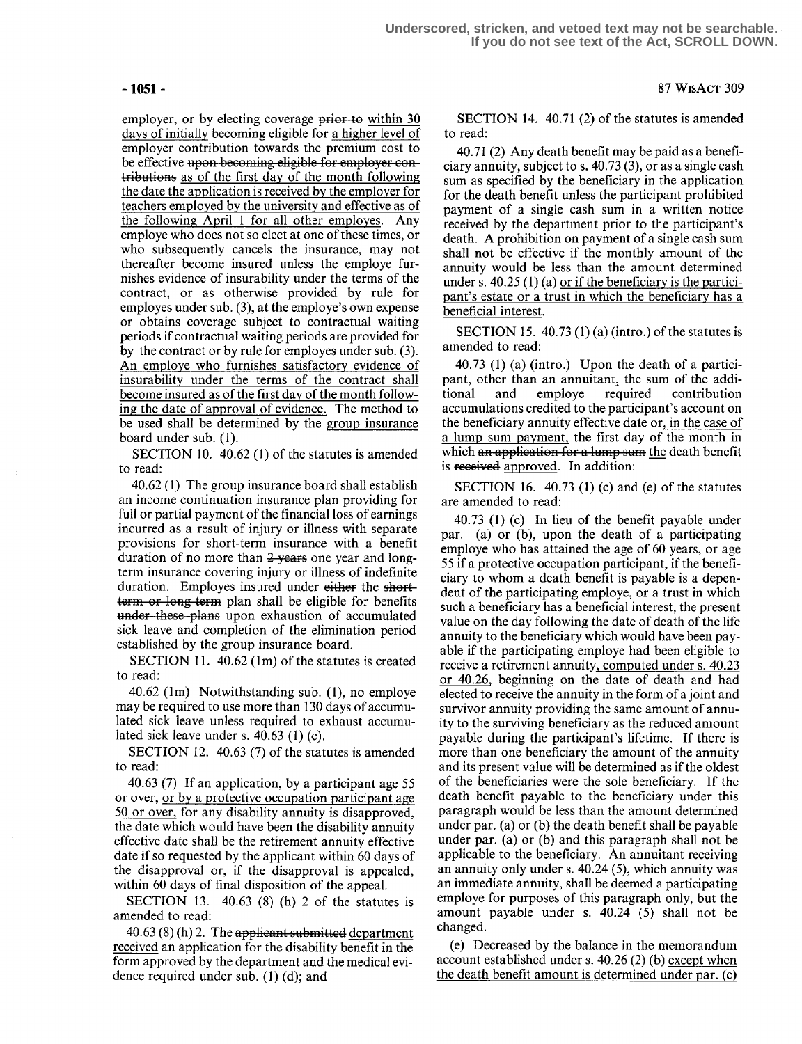employer, or by electing coverage ~~prior to~~ <u>within 30 days of initially</u> becoming eligible for <u>a higher level of</u> employer contribution towards the premium cost to be effective ~~upon becoming eligible for employer contributions~~ <u>as of the first day of the month following the date the application is received by the employer for teachers employed by the university and effective as of the following April 1 for all other employes</u>. Any employe who does not so elect at one of these times, or who subsequently cancels the insurance, may not thereafter become insured unless the employe furnishes evidence of insurability under the terms of the contract, or as otherwise provided by rule for employes under sub. (3), at the employe's own expense or obtains coverage subject to contractual waiting periods if contractual waiting periods are provided for by the contract or by rule for employes under sub. (3). <u>An employe who furnishes satisfactory evidence of insurability under the terms of the contract shall become insured as of the first day of the month following the date of approval of evidence.</u> The method to be used shall be determined by the <u>group insurance</u> board under sub. (1).

SECTION 10. 40.62 (1) of the statutes is amended to read:

40.62 (1) The group insurance board shall establish an income continuation insurance plan providing for full or partial payment of the financial loss of earnings incurred as a result of injury or illness with separate provisions for short-term insurance with a benefit duration of no more than ~~2 years~~ <u>one year</u> and long-term insurance covering injury or illness of indefinite duration. Employes insured under ~~either~~ the ~~short-term or long-term~~ plan shall be eligible for benefits ~~under these plans~~ upon exhaustion of accumulated sick leave and completion of the elimination period established by the group insurance board.

SECTION 11. 40.62 (1m) of the statutes is created to read:

40.62 (1m) Notwithstanding sub. (1), no employe may be required to use more than 130 days of accumulated sick leave unless required to exhaust accumulated sick leave under s. 40.63 (1) (c).

SECTION 12. 40.63 (7) of the statutes is amended to read:

40.63 (7) If an application, by a participant age 55 or over, <u>or by a protective occupation participant age 50 or over,</u> for any disability annuity is disapproved, the date which would have been the disability annuity effective date shall be the retirement annuity effective date if so requested by the applicant within 60 days of the disapproval or, if the disapproval is appealed, within 60 days of final disposition of the appeal.

SECTION 13. 40.63 (8) (h) 2 of the statutes is amended to read:

40.63 (8) (h) 2. The ~~applicant submitted~~ <u>department received</u> an application for the disability benefit in the form approved by the department and the medical evidence required under sub. (1) (d); and

SECTION 14. 40.71 (2) of the statutes is amended to read:

40.71 (2) Any death benefit may be paid as a beneficiary annuity, subject to s. 40.73 (3), or as a single cash sum as specified by the beneficiary in the application for the death benefit unless the participant prohibited payment of a single cash sum in a written notice received by the department prior to the participant's death. A prohibition on payment of a single cash sum shall not be effective if the monthly amount of the annuity would be less than the amount determined under s. 40.25 (1) (a) <u>or if the beneficiary is the participant's estate or a trust in which the beneficiary has a beneficial interest</u>.

SECTION 15. 40.73 (1) (a) (intro.) of the statutes is amended to read:

40.73 (1) (a) (intro.) Upon the death of a participant, other than an annuitant, the sum of the additional and employe required contribution accumulations credited to the participant's account on the beneficiary annuity effective date or<u>, in the case of a lump sum payment,</u> the first day of the month in which ~~an application for a lump sum~~ <u>the</u> death benefit is ~~received~~ <u>approved</u>. In addition:

SECTION 16. 40.73 (1) (c) and (e) of the statutes are amended to read:

40.73 (1) (c) In lieu of the benefit payable under par. (a) or (b), upon the death of a participating employe who has attained the age of 60 years, or age 55 if a protective occupation participant, if the beneficiary to whom a death benefit is payable is a dependent of the participating employe, or a trust in which such a beneficiary has a beneficial interest, the present value on the day following the date of death of the life annuity to the beneficiary which would have been payable if the participating employe had been eligible to receive a retirement annuity<u>, computed under s. 40.23 or 40.26,</u> beginning on the date of death and had elected to receive the annuity in the form of a joint and survivor annuity providing the same amount of annuity to the surviving beneficiary as the reduced amount payable during the participant's lifetime. If there is more than one beneficiary the amount of the annuity and its present value will be determined as if the oldest of the beneficiaries were the sole beneficiary. If the death benefit payable to the beneficiary under this paragraph would be less than the amount determined under par. (a) or (b) the death benefit shall be payable under par. (a) or (b) and this paragraph shall not be applicable to the beneficiary. An annuitant receiving an annuity only under s. 40.24 (5), which annuity was an immediate annuity, shall be deemed a participating employe for purposes of this paragraph only, but the amount payable under s. 40.24 (5) shall not be changed.

(e) Decreased by the balance in the memorandum account established under s. 40.26 (2) (b) <u>except when the death benefit amount is determined under par. (c)</u>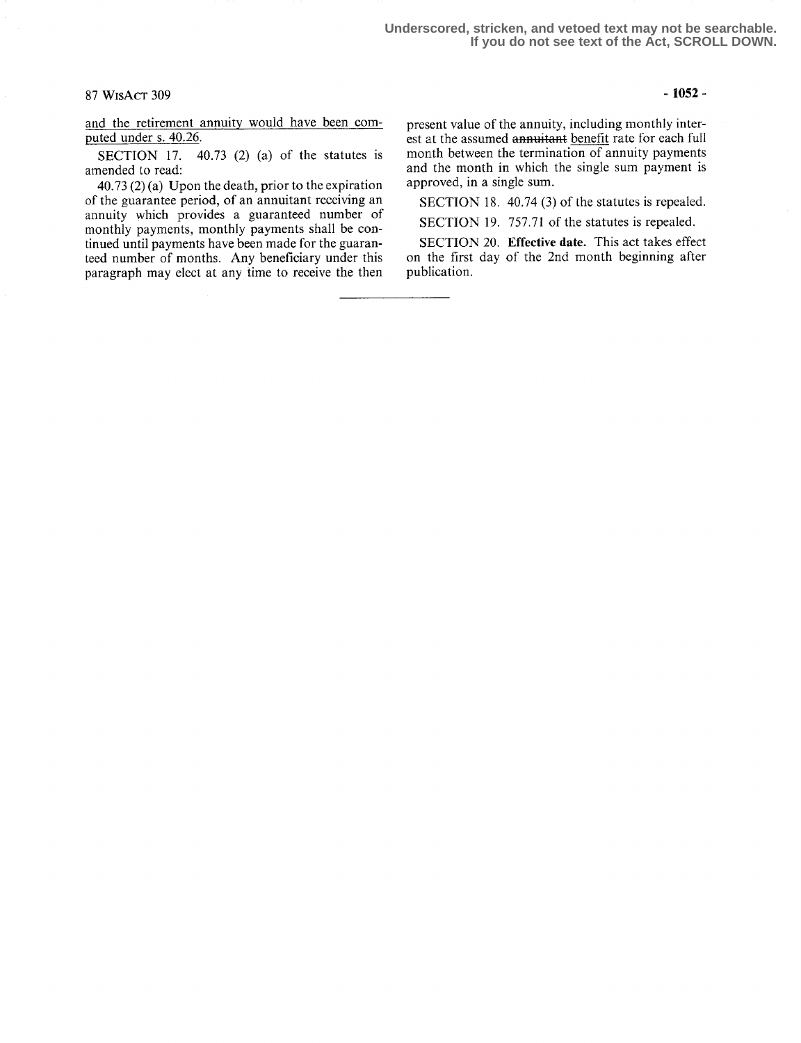and the retirement annuity would have been computed under s. 40.26.

SECTION 17. 40.73 (2) (a) of the statutes is amended to read:

40.73 (2) (a) Upon the death, prior to the expiration of the guarantee period, of an annuitant receiving an annuity which provides a guaranteed number of monthly payments, monthly payments shall be continued until payments have been made for the guaranteed number of months. Any beneficiary under this paragraph may elect at any time to receive the then present value of the annuity, including monthly interest at the assumed ~~annuitant~~ benefit rate for each full month between the termination of annuity payments and the month in which the single sum payment is approved, in a single sum.

SECTION 18. 40.74 (3) of the statutes is repealed.

SECTION 19. 757.71 of the statutes is repealed.

SECTION 20. **Effective date.** This act takes effect on the first day of the 2nd month beginning after publication.